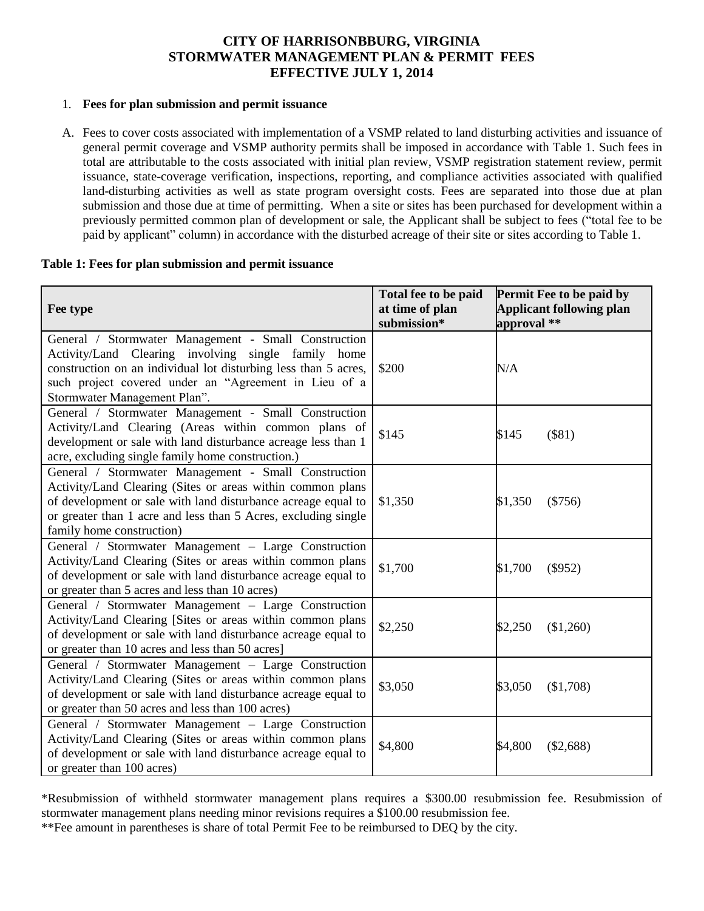# CITY OF HARRISONBBURG, VIRGINIA
# STORMWATER MANAGEMENT PLAN & PERMIT FEES
# EFFECTIVE JULY 1, 2014

1. **Fees for plan submission and permit issuance**

A. Fees to cover costs associated with implementation of a VSMP related to land disturbing activities and issuance of general permit coverage and VSMP authority permits shall be imposed in accordance with Table 1. Such fees in total are attributable to the costs associated with initial plan review, VSMP registration statement review, permit issuance, state-coverage verification, inspections, reporting, and compliance activities associated with qualified land-disturbing activities as well as state program oversight costs. Fees are separated into those due at plan submission and those due at time of permitting. When a site or sites has been purchased for development within a previously permitted common plan of development or sale, the Applicant shall be subject to fees ("total fee to be paid by applicant" column) in accordance with the disturbed acreage of their site or sites according to Table 1.

**Table 1: Fees for plan submission and permit issuance**

| Fee type | Total fee to be paid at time of plan submission* | Permit Fee to be paid by Applicant following plan approval ** |
|---|---|---|
| General / Stormwater Management - Small Construction Activity/Land Clearing involving single family home construction on an individual lot disturbing less than 5 acres, such project covered under an "Agreement in Lieu of a Stormwater Management Plan". | $200 | N/A |
| General / Stormwater Management - Small Construction Activity/Land Clearing (Areas within common plans of development or sale with land disturbance acreage less than 1 acre, excluding single family home construction.) | $145 | $145 ($81) |
| General / Stormwater Management - Small Construction Activity/Land Clearing (Sites or areas within common plans of development or sale with land disturbance acreage equal to or greater than 1 acre and less than 5 Acres, excluding single family home construction) | $1,350 | $1,350 ($756) |
| General / Stormwater Management – Large Construction Activity/Land Clearing (Sites or areas within common plans of development or sale with land disturbance acreage equal to or greater than 5 acres and less than 10 acres) | $1,700 | $1,700 ($952) |
| General / Stormwater Management – Large Construction Activity/Land Clearing [Sites or areas within common plans of development or sale with land disturbance acreage equal to or greater than 10 acres and less than 50 acres] | $2,250 | $2,250 ($1,260) |
| General / Stormwater Management – Large Construction Activity/Land Clearing (Sites or areas within common plans of development or sale with land disturbance acreage equal to or greater than 50 acres and less than 100 acres) | $3,050 | $3,050 ($1,708) |
| General / Stormwater Management – Large Construction Activity/Land Clearing (Sites or areas within common plans of development or sale with land disturbance acreage equal to or greater than 100 acres) | $4,800 | $4,800 ($2,688) |

*Resubmission of withheld stormwater management plans requires a $300.00 resubmission fee. Resubmission of stormwater management plans needing minor revisions requires a $100.00 resubmission fee.

**Fee amount in parentheses is share of total Permit Fee to be reimbursed to DEQ by the city.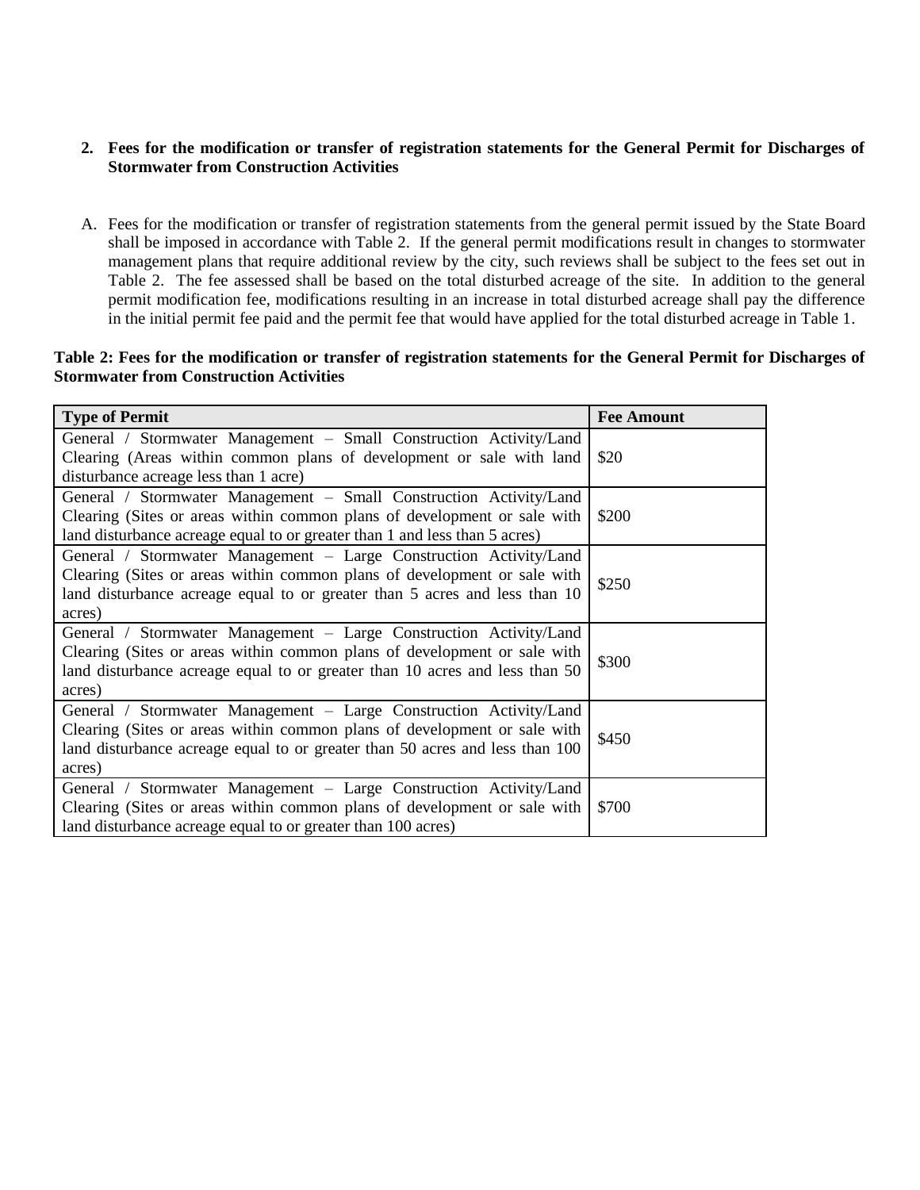**2. Fees for the modification or transfer of registration statements for the General Permit for Discharges of Stormwater from Construction Activities**

A. Fees for the modification or transfer of registration statements from the general permit issued by the State Board shall be imposed in accordance with Table 2. If the general permit modifications result in changes to stormwater management plans that require additional review by the city, such reviews shall be subject to the fees set out in Table 2. The fee assessed shall be based on the total disturbed acreage of the site. In addition to the general permit modification fee, modifications resulting in an increase in total disturbed acreage shall pay the difference in the initial permit fee paid and the permit fee that would have applied for the total disturbed acreage in Table 1.

**Table 2: Fees for the modification or transfer of registration statements for the General Permit for Discharges of Stormwater from Construction Activities**

| Type of Permit | Fee Amount |
|---|---|
| General / Stormwater Management – Small Construction Activity/Land Clearing (Areas within common plans of development or sale with land disturbance acreage less than 1 acre) | $20 |
| General / Stormwater Management – Small Construction Activity/Land Clearing (Sites or areas within common plans of development or sale with land disturbance acreage equal to or greater than 1 and less than 5 acres) | $200 |
| General / Stormwater Management – Large Construction Activity/Land Clearing (Sites or areas within common plans of development or sale with land disturbance acreage equal to or greater than 5 acres and less than 10 acres) | $250 |
| General / Stormwater Management – Large Construction Activity/Land Clearing (Sites or areas within common plans of development or sale with land disturbance acreage equal to or greater than 10 acres and less than 50 acres) | $300 |
| General / Stormwater Management – Large Construction Activity/Land Clearing (Sites or areas within common plans of development or sale with land disturbance acreage equal to or greater than 50 acres and less than 100 acres) | $450 |
| General / Stormwater Management – Large Construction Activity/Land Clearing (Sites or areas within common plans of development or sale with land disturbance acreage equal to or greater than 100 acres) | $700 |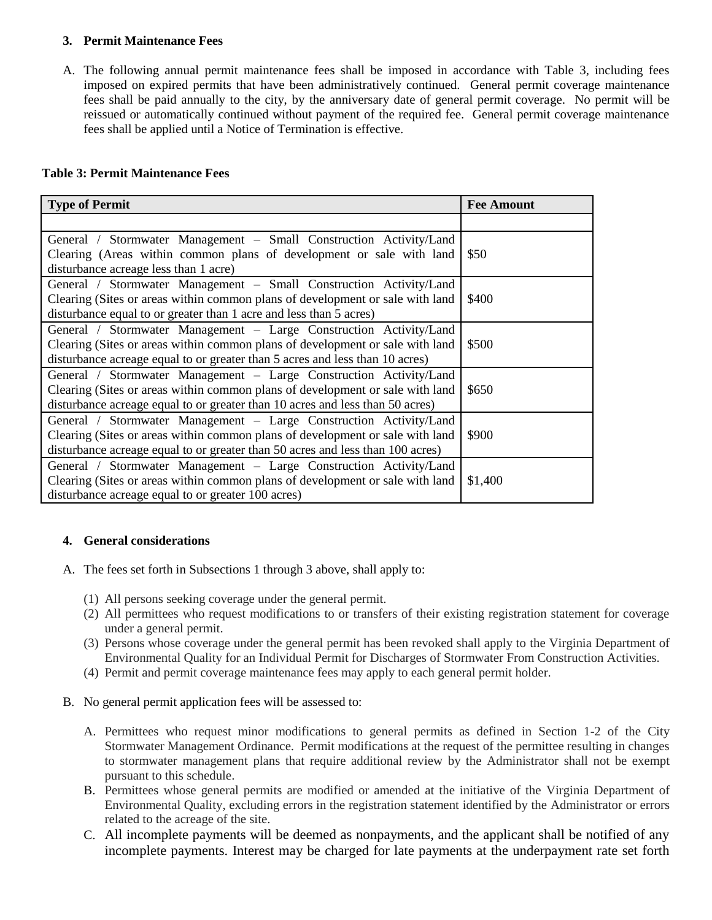### 3. Permit Maintenance Fees

A. The following annual permit maintenance fees shall be imposed in accordance with Table 3, including fees imposed on expired permits that have been administratively continued. General permit coverage maintenance fees shall be paid annually to the city, by the anniversary date of general permit coverage. No permit will be reissued or automatically continued without payment of the required fee. General permit coverage maintenance fees shall be applied until a Notice of Termination is effective.

**Table 3: Permit Maintenance Fees**

| Type of Permit | Fee Amount |
|---|---|
| | |
| General / Stormwater Management – Small Construction Activity/Land Clearing (Areas within common plans of development or sale with land disturbance acreage less than 1 acre) | \$50 |
| General / Stormwater Management – Small Construction Activity/Land Clearing (Sites or areas within common plans of development or sale with land disturbance equal to or greater than 1 acre and less than 5 acres) | \$400 |
| General / Stormwater Management – Large Construction Activity/Land Clearing (Sites or areas within common plans of development or sale with land disturbance acreage equal to or greater than 5 acres and less than 10 acres) | \$500 |
| General / Stormwater Management – Large Construction Activity/Land Clearing (Sites or areas within common plans of development or sale with land disturbance acreage equal to or greater than 10 acres and less than 50 acres) | \$650 |
| General / Stormwater Management – Large Construction Activity/Land Clearing (Sites or areas within common plans of development or sale with land disturbance acreage equal to or greater than 50 acres and less than 100 acres) | \$900 |
| General / Stormwater Management – Large Construction Activity/Land Clearing (Sites or areas within common plans of development or sale with land disturbance acreage equal to or greater 100 acres) | \$1,400 |

### 4. General considerations

A. The fees set forth in Subsections 1 through 3 above, shall apply to:

(1) All persons seeking coverage under the general permit.
(2) All permittees who request modifications to or transfers of their existing registration statement for coverage under a general permit.
(3) Persons whose coverage under the general permit has been revoked shall apply to the Virginia Department of Environmental Quality for an Individual Permit for Discharges of Stormwater From Construction Activities.
(4) Permit and permit coverage maintenance fees may apply to each general permit holder.

B. No general permit application fees will be assessed to:

A. Permittees who request minor modifications to general permits as defined in Section 1-2 of the City Stormwater Management Ordinance. Permit modifications at the request of the permittee resulting in changes to stormwater management plans that require additional review by the Administrator shall not be exempt pursuant to this schedule.
B. Permittees whose general permits are modified or amended at the initiative of the Virginia Department of Environmental Quality, excluding errors in the registration statement identified by the Administrator or errors related to the acreage of the site.
C. All incomplete payments will be deemed as nonpayments, and the applicant shall be notified of any incomplete payments. Interest may be charged for late payments at the underpayment rate set forth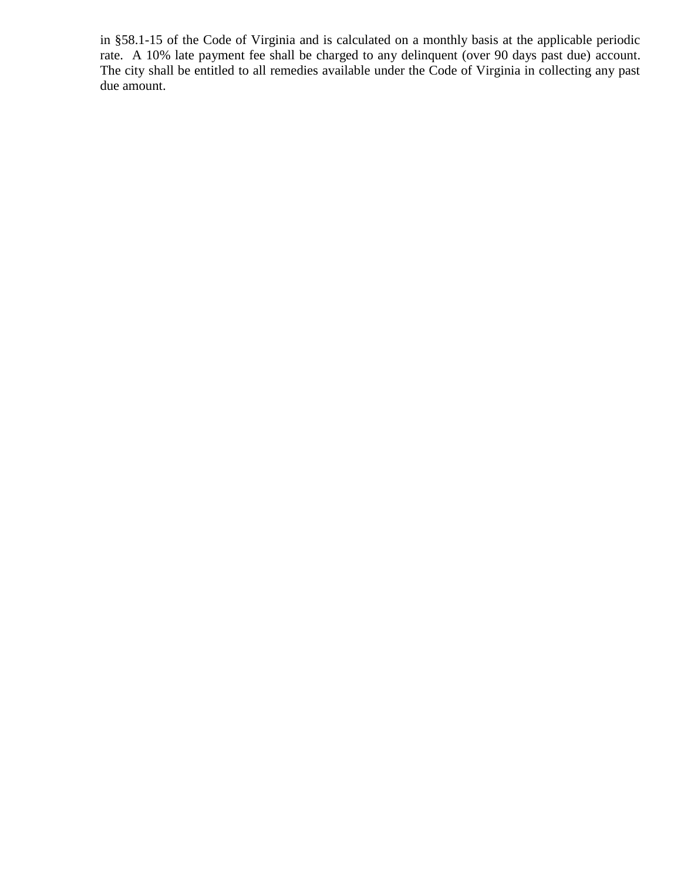in §58.1-15 of the Code of Virginia and is calculated on a monthly basis at the applicable periodic rate. A 10% late payment fee shall be charged to any delinquent (over 90 days past due) account. The city shall be entitled to all remedies available under the Code of Virginia in collecting any past due amount.